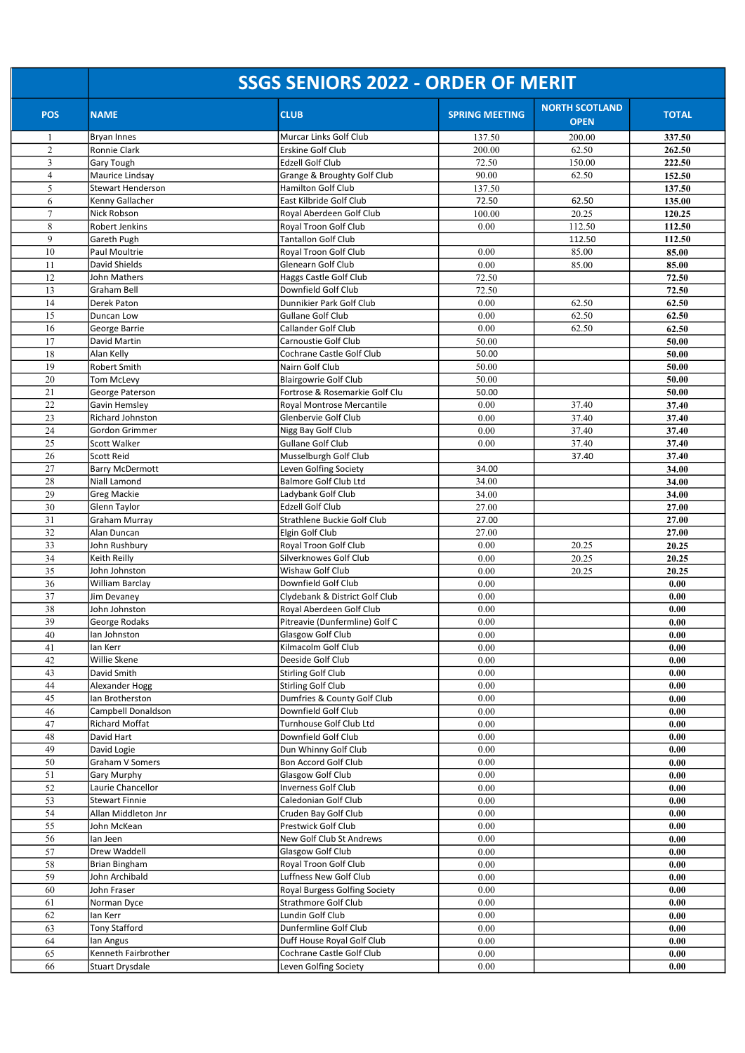# SSGS SENIORS 2022 - ORDER OF MERIT

| POS | NAME | CLUB | SPRING MEETING | NORTH SCOTLAND OPEN | TOTAL |
|---|---|---|---|---|---|
| 1 | Bryan Innes | Murcar Links Golf Club | 137.50 | 200.00 | **337.50** |
| 2 | Ronnie Clark | Erskine Golf Club | 200.00 | 62.50 | **262.50** |
| 3 | Gary Tough | Edzell Golf Club | 72.50 | 150.00 | **222.50** |
| 4 | Maurice Lindsay | Grange & Broughty Golf Club | 90.00 | 62.50 | **152.50** |
| 5 | Stewart Henderson | Hamilton Golf Club | 137.50 | | **137.50** |
| 6 | Kenny Gallacher | East Kilbride Golf Club | 72.50 | 62.50 | **135.00** |
| 7 | Nick Robson | Royal Aberdeen Golf Club | 100.00 | 20.25 | **120.25** |
| 8 | Robert Jenkins | Royal Troon Golf Club | 0.00 | 112.50 | **112.50** |
| 9 | Gareth Pugh | Tantallon Golf Club | | 112.50 | **112.50** |
| 10 | Paul Moultrie | Royal Troon Golf Club | 0.00 | 85.00 | **85.00** |
| 11 | David Shields | Glenearn Golf Club | 0.00 | 85.00 | **85.00** |
| 12 | John Mathers | Haggs Castle Golf Club | 72.50 | | **72.50** |
| 13 | Graham Bell | Downfield Golf Club | 72.50 | | **72.50** |
| 14 | Derek Paton | Dunnikier Park Golf Club | 0.00 | 62.50 | **62.50** |
| 15 | Duncan Low | Gullane Golf Club | 0.00 | 62.50 | **62.50** |
| 16 | George Barrie | Callander Golf Club | 0.00 | 62.50 | **62.50** |
| 17 | David Martin | Carnoustie Golf Club | 50.00 | | **50.00** |
| 18 | Alan Kelly | Cochrane Castle Golf Club | 50.00 | | **50.00** |
| 19 | Robert Smith | Nairn Golf Club | 50.00 | | **50.00** |
| 20 | Tom McLevy | Blairgowrie Golf Club | 50.00 | | **50.00** |
| 21 | George Paterson | Fortrose & Rosemarkie Golf Clu | 50.00 | | **50.00** |
| 22 | Gavin Hemsley | Royal Montrose Mercantile | 0.00 | 37.40 | **37.40** |
| 23 | Richard Johnston | Glenbervie Golf Club | 0.00 | 37.40 | **37.40** |
| 24 | Gordon Grimmer | Nigg Bay Golf Club | 0.00 | 37.40 | **37.40** |
| 25 | Scott Walker | Gullane Golf Club | 0.00 | 37.40 | **37.40** |
| 26 | Scott Reid | Musselburgh Golf Club | | 37.40 | **37.40** |
| 27 | Barry McDermott | Leven Golfing Society | 34.00 | | **34.00** |
| 28 | Niall Lamond | Balmore Golf Club Ltd | 34.00 | | **34.00** |
| 29 | Greg Mackie | Ladybank Golf Club | 34.00 | | **34.00** |
| 30 | Glenn Taylor | Edzell Golf Club | 27.00 | | **27.00** |
| 31 | Graham Murray | Strathlene Buckie Golf Club | 27.00 | | **27.00** |
| 32 | Alan Duncan | Elgin Golf Club | 27.00 | | **27.00** |
| 33 | John Rushbury | Royal Troon Golf Club | 0.00 | 20.25 | **20.25** |
| 34 | Keith Reilly | Silverknowes Golf Club | 0.00 | 20.25 | **20.25** |
| 35 | John Johnston | Wishaw Golf Club | 0.00 | 20.25 | **20.25** |
| 36 | William Barclay | Downfield Golf Club | 0.00 | | **0.00** |
| 37 | Jim Devaney | Clydebank & District Golf Club | 0.00 | | **0.00** |
| 38 | John Johnston | Royal Aberdeen Golf Club | 0.00 | | **0.00** |
| 39 | George Rodaks | Pitreavie (Dunfermline) Golf C | 0.00 | | **0.00** |
| 40 | Ian Johnston | Glasgow Golf Club | 0.00 | | **0.00** |
| 41 | Ian Kerr | Kilmacolm Golf Club | 0.00 | | **0.00** |
| 42 | Willie Skene | Deeside Golf Club | 0.00 | | **0.00** |
| 43 | David Smith | Stirling Golf Club | 0.00 | | **0.00** |
| 44 | Alexander Hogg | Stirling Golf Club | 0.00 | | **0.00** |
| 45 | Ian Brotherston | Dumfries & County Golf Club | 0.00 | | **0.00** |
| 46 | Campbell Donaldson | Downfield Golf Club | 0.00 | | **0.00** |
| 47 | Richard Moffat | Turnhouse Golf Club Ltd | 0.00 | | **0.00** |
| 48 | David Hart | Downfield Golf Club | 0.00 | | **0.00** |
| 49 | David Logie | Dun Whinny Golf Club | 0.00 | | **0.00** |
| 50 | Graham V Somers | Bon Accord Golf Club | 0.00 | | **0.00** |
| 51 | Gary Murphy | Glasgow Golf Club | 0.00 | | **0.00** |
| 52 | Laurie Chancellor | Inverness Golf Club | 0.00 | | **0.00** |
| 53 | Stewart Finnie | Caledonian Golf Club | 0.00 | | **0.00** |
| 54 | Allan Middleton Jnr | Cruden Bay Golf Club | 0.00 | | **0.00** |
| 55 | John McKean | Prestwick Golf Club | 0.00 | | **0.00** |
| 56 | Ian Jeen | New Golf Club St Andrews | 0.00 | | **0.00** |
| 57 | Drew Waddell | Glasgow Golf Club | 0.00 | | **0.00** |
| 58 | Brian Bingham | Royal Troon Golf Club | 0.00 | | **0.00** |
| 59 | John Archibald | Luffness New Golf Club | 0.00 | | **0.00** |
| 60 | John Fraser | Royal Burgess Golfing Society | 0.00 | | **0.00** |
| 61 | Norman Dyce | Strathmore Golf Club | 0.00 | | **0.00** |
| 62 | Ian Kerr | Lundin Golf Club | 0.00 | | **0.00** |
| 63 | Tony Stafford | Dunfermline Golf Club | 0.00 | | **0.00** |
| 64 | Ian Angus | Duff House Royal Golf Club | 0.00 | | **0.00** |
| 65 | Kenneth Fairbrother | Cochrane Castle Golf Club | 0.00 | | **0.00** |
| 66 | Stuart Drysdale | Leven Golfing Society | 0.00 | | **0.00** |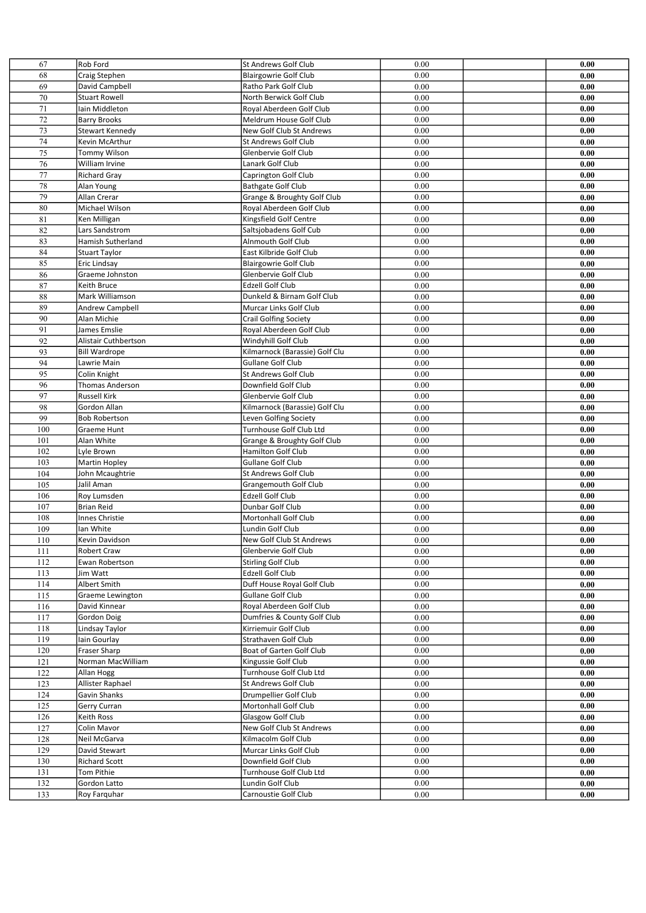| | | | | | |
|---|---|---|---|---|---|
| 67 | Rob Ford | St Andrews Golf Club | 0.00 | | **0.00** |
| 68 | Craig Stephen | Blairgowrie Golf Club | 0.00 | | **0.00** |
| 69 | David Campbell | Ratho Park Golf Club | 0.00 | | **0.00** |
| 70 | Stuart Rowell | North Berwick Golf Club | 0.00 | | **0.00** |
| 71 | Iain Middleton | Royal Aberdeen Golf Club | 0.00 | | **0.00** |
| 72 | Barry Brooks | Meldrum House Golf Club | 0.00 | | **0.00** |
| 73 | Stewart Kennedy | New Golf Club St Andrews | 0.00 | | **0.00** |
| 74 | Kevin McArthur | St Andrews Golf Club | 0.00 | | **0.00** |
| 75 | Tommy Wilson | Glenbervie Golf Club | 0.00 | | **0.00** |
| 76 | William Irvine | Lanark Golf Club | 0.00 | | **0.00** |
| 77 | Richard Gray | Caprington Golf Club | 0.00 | | **0.00** |
| 78 | Alan Young | Bathgate Golf Club | 0.00 | | **0.00** |
| 79 | Allan Crerar | Grange & Broughty Golf Club | 0.00 | | **0.00** |
| 80 | Michael Wilson | Royal Aberdeen Golf Club | 0.00 | | **0.00** |
| 81 | Ken Milligan | Kingsfield Golf Centre | 0.00 | | **0.00** |
| 82 | Lars Sandstrom | Saltsjobadens Golf Cub | 0.00 | | **0.00** |
| 83 | Hamish Sutherland | Alnmouth Golf Club | 0.00 | | **0.00** |
| 84 | Stuart Taylor | East Kilbride Golf Club | 0.00 | | **0.00** |
| 85 | Eric Lindsay | Blairgowrie Golf Club | 0.00 | | **0.00** |
| 86 | Graeme Johnston | Glenbervie Golf Club | 0.00 | | **0.00** |
| 87 | Keith Bruce | Edzell Golf Club | 0.00 | | **0.00** |
| 88 | Mark Williamson | Dunkeld & Birnam Golf Club | 0.00 | | **0.00** |
| 89 | Andrew Campbell | Murcar Links Golf Club | 0.00 | | **0.00** |
| 90 | Alan Michie | Crail Golfing Society | 0.00 | | **0.00** |
| 91 | James Emslie | Royal Aberdeen Golf Club | 0.00 | | **0.00** |
| 92 | Alistair Cuthbertson | Windyhill Golf Club | 0.00 | | **0.00** |
| 93 | Bill Wardrope | Kilmarnock (Barassie) Golf Clu | 0.00 | | **0.00** |
| 94 | Lawrie Main | Gullane Golf Club | 0.00 | | **0.00** |
| 95 | Colin Knight | St Andrews Golf Club | 0.00 | | **0.00** |
| 96 | Thomas Anderson | Downfield Golf Club | 0.00 | | **0.00** |
| 97 | Russell Kirk | Glenbervie Golf Club | 0.00 | | **0.00** |
| 98 | Gordon Allan | Kilmarnock (Barassie) Golf Clu | 0.00 | | **0.00** |
| 99 | Bob Robertson | Leven Golfing Society | 0.00 | | **0.00** |
| 100 | Graeme Hunt | Turnhouse Golf Club Ltd | 0.00 | | **0.00** |
| 101 | Alan White | Grange & Broughty Golf Club | 0.00 | | **0.00** |
| 102 | Lyle Brown | Hamilton Golf Club | 0.00 | | **0.00** |
| 103 | Martin Hopley | Gullane Golf Club | 0.00 | | **0.00** |
| 104 | John Mcaughtrie | St Andrews Golf Club | 0.00 | | **0.00** |
| 105 | Jalil Aman | Grangemouth Golf Club | 0.00 | | **0.00** |
| 106 | Roy Lumsden | Edzell Golf Club | 0.00 | | **0.00** |
| 107 | Brian Reid | Dunbar Golf Club | 0.00 | | **0.00** |
| 108 | Innes Christie | Mortonhall Golf Club | 0.00 | | **0.00** |
| 109 | Ian White | Lundin Golf Club | 0.00 | | **0.00** |
| 110 | Kevin Davidson | New Golf Club St Andrews | 0.00 | | **0.00** |
| 111 | Robert Craw | Glenbervie Golf Club | 0.00 | | **0.00** |
| 112 | Ewan Robertson | Stirling Golf Club | 0.00 | | **0.00** |
| 113 | Jim Watt | Edzell Golf Club | 0.00 | | **0.00** |
| 114 | Albert Smith | Duff House Royal Golf Club | 0.00 | | **0.00** |
| 115 | Graeme Lewington | Gullane Golf Club | 0.00 | | **0.00** |
| 116 | David Kinnear | Royal Aberdeen Golf Club | 0.00 | | **0.00** |
| 117 | Gordon Doig | Dumfries & County Golf Club | 0.00 | | **0.00** |
| 118 | Lindsay Taylor | Kirriemuir Golf Club | 0.00 | | **0.00** |
| 119 | Iain Gourlay | Strathaven Golf Club | 0.00 | | **0.00** |
| 120 | Fraser Sharp | Boat of Garten Golf Club | 0.00 | | **0.00** |
| 121 | Norman MacWilliam | Kingussie Golf Club | 0.00 | | **0.00** |
| 122 | Allan Hogg | Turnhouse Golf Club Ltd | 0.00 | | **0.00** |
| 123 | Allister Raphael | St Andrews Golf Club | 0.00 | | **0.00** |
| 124 | Gavin Shanks | Drumpellier Golf Club | 0.00 | | **0.00** |
| 125 | Gerry Curran | Mortonhall Golf Club | 0.00 | | **0.00** |
| 126 | Keith Ross | Glasgow Golf Club | 0.00 | | **0.00** |
| 127 | Colin Mavor | New Golf Club St Andrews | 0.00 | | **0.00** |
| 128 | Neil McGarva | Kilmacolm Golf Club | 0.00 | | **0.00** |
| 129 | David Stewart | Murcar Links Golf Club | 0.00 | | **0.00** |
| 130 | Richard Scott | Downfield Golf Club | 0.00 | | **0.00** |
| 131 | Tom Pithie | Turnhouse Golf Club Ltd | 0.00 | | **0.00** |
| 132 | Gordon Latto | Lundin Golf Club | 0.00 | | **0.00** |
| 133 | Roy Farquhar | Carnoustie Golf Club | 0.00 | | **0.00** |